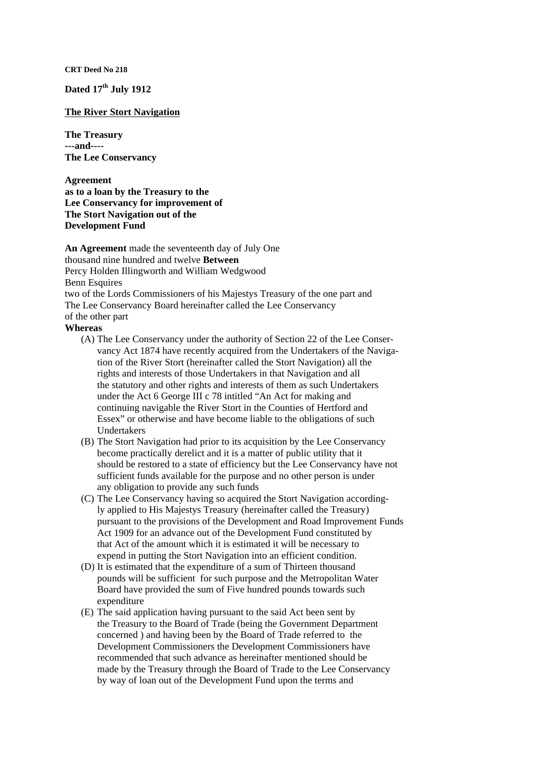**CRT Deed No 218**

**Dated 17th July 1912**

**The River Stort Navigation**

**The Treasury**
**---and----**
**The Lee Conservancy**

**Agreement**
**as to a loan by the Treasury to the Lee Conservancy for improvement of The Stort Navigation out of the Development Fund**

**An Agreement** made the seventeenth day of July One thousand nine hundred and twelve **Between** Percy Holden Illingworth and William Wedgwood Benn Esquires two of the Lords Commissioners of his Majestys Treasury of the one part and The Lee Conservancy Board hereinafter called the Lee Conservancy of the other part

**Whereas**

(A) The Lee Conservancy under the authority of Section 22 of the Lee Conservancy Act 1874 have recently acquired from the Undertakers of the Navigation of the River Stort (hereinafter called the Stort Navigation) all the rights and interests of those Undertakers in that Navigation and all the statutory and other rights and interests of them as such Undertakers under the Act 6 George III c 78 intitled "An Act for making and continuing navigable the River Stort in the Counties of Hertford and Essex" or otherwise and have become liable to the obligations of such Undertakers

(B) The Stort Navigation had prior to its acquisition by the Lee Conservancy become practically derelict and it is a matter of public utility that it should be restored to a state of efficiency but the Lee Conservancy have not sufficient funds available for the purpose and no other person is under any obligation to provide any such funds

(C) The Lee Conservancy having so acquired the Stort Navigation accordingly applied to His Majestys Treasury (hereinafter called the Treasury) pursuant to the provisions of the Development and Road Improvement Funds Act 1909 for an advance out of the Development Fund constituted by that Act of the amount which it is estimated it will be necessary to expend in putting the Stort Navigation into an efficient condition.

(D) It is estimated that the expenditure of a sum of Thirteen thousand pounds will be sufficient for such purpose and the Metropolitan Water Board have provided the sum of Five hundred pounds towards such expenditure

(E) The said application having pursuant to the said Act been sent by the Treasury to the Board of Trade (being the Government Department concerned ) and having been by the Board of Trade referred to the Development Commissioners the Development Commissioners have recommended that such advance as hereinafter mentioned should be made by the Treasury through the Board of Trade to the Lee Conservancy by way of loan out of the Development Fund upon the terms and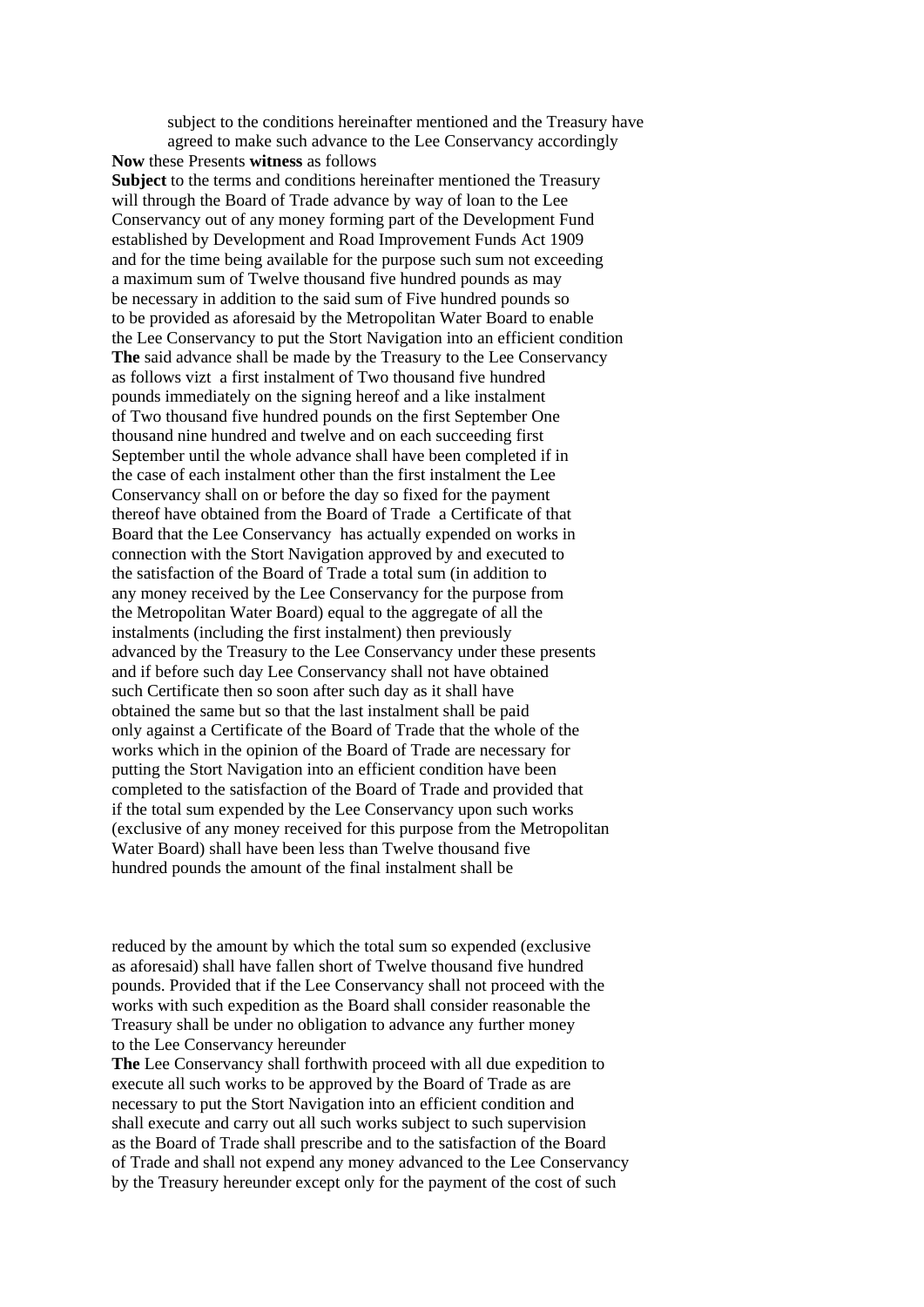subject to the conditions hereinafter mentioned and the Treasury have agreed to make such advance to the Lee Conservancy accordingly

**Now** these Presents **witness** as follows

**Subject** to the terms and conditions hereinafter mentioned the Treasury will through the Board of Trade advance by way of loan to the Lee Conservancy out of any money forming part of the Development Fund established by Development and Road Improvement Funds Act 1909 and for the time being available for the purpose such sum not exceeding a maximum sum of Twelve thousand five hundred pounds as may be necessary in addition to the said sum of Five hundred pounds so to be provided as aforesaid by the Metropolitan Water Board to enable the Lee Conservancy to put the Stort Navigation into an efficient condition

**The** said advance shall be made by the Treasury to the Lee Conservancy as follows vizt a first instalment of Two thousand five hundred pounds immediately on the signing hereof and a like instalment of Two thousand five hundred pounds on the first September One thousand nine hundred and twelve and on each succeeding first September until the whole advance shall have been completed if in the case of each instalment other than the first instalment the Lee Conservancy shall on or before the day so fixed for the payment thereof have obtained from the Board of Trade a Certificate of that Board that the Lee Conservancy has actually expended on works in connection with the Stort Navigation approved by and executed to the satisfaction of the Board of Trade a total sum (in addition to any money received by the Lee Conservancy for the purpose from the Metropolitan Water Board) equal to the aggregate of all the instalments (including the first instalment) then previously advanced by the Treasury to the Lee Conservancy under these presents and if before such day Lee Conservancy shall not have obtained such Certificate then so soon after such day as it shall have obtained the same but so that the last instalment shall be paid only against a Certificate of the Board of Trade that the whole of the works which in the opinion of the Board of Trade are necessary for putting the Stort Navigation into an efficient condition have been completed to the satisfaction of the Board of Trade and provided that if the total sum expended by the Lee Conservancy upon such works (exclusive of any money received for this purpose from the Metropolitan Water Board) shall have been less than Twelve thousand five hundred pounds the amount of the final instalment shall be reduced by the amount by which the total sum so expended (exclusive as aforesaid) shall have fallen short of Twelve thousand five hundred pounds. Provided that if the Lee Conservancy shall not proceed with the works with such expedition as the Board shall consider reasonable the Treasury shall be under no obligation to advance any further money to the Lee Conservancy hereunder

**The** Lee Conservancy shall forthwith proceed with all due expedition to execute all such works to be approved by the Board of Trade as are necessary to put the Stort Navigation into an efficient condition and shall execute and carry out all such works subject to such supervision as the Board of Trade shall prescribe and to the satisfaction of the Board of Trade and shall not expend any money advanced to the Lee Conservancy by the Treasury hereunder except only for the payment of the cost of such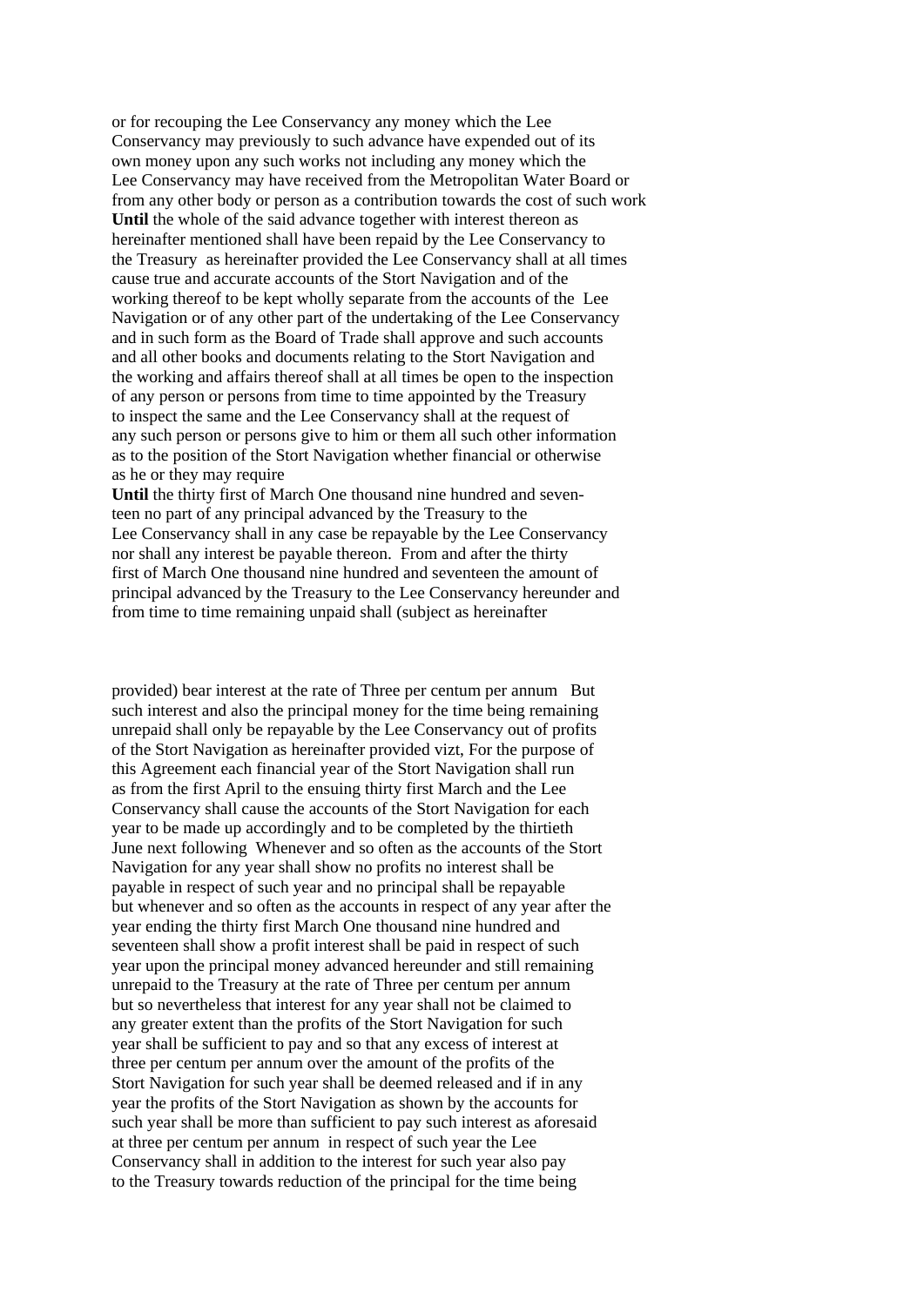or for recouping the Lee Conservancy any money which the Lee Conservancy may previously to such advance have expended out of its own money upon any such works not including any money which the Lee Conservancy may have received from the Metropolitan Water Board or from any other body or person as a contribution towards the cost of such work

**Until** the whole of the said advance together with interest thereon as hereinafter mentioned shall have been repaid by the Lee Conservancy to the Treasury as hereinafter provided the Lee Conservancy shall at all times cause true and accurate accounts of the Stort Navigation and of the working thereof to be kept wholly separate from the accounts of the Lee Navigation or of any other part of the undertaking of the Lee Conservancy and in such form as the Board of Trade shall approve and such accounts and all other books and documents relating to the Stort Navigation and the working and affairs thereof shall at all times be open to the inspection of any person or persons from time to time appointed by the Treasury to inspect the same and the Lee Conservancy shall at the request of any such person or persons give to him or them all such other information as to the position of the Stort Navigation whether financial or otherwise as he or they may require

**Until** the thirty first of March One thousand nine hundred and seventeen no part of any principal advanced by the Treasury to the Lee Conservancy shall in any case be repayable by the Lee Conservancy nor shall any interest be payable thereon. From and after the thirty first of March One thousand nine hundred and seventeen the amount of principal advanced by the Treasury to the Lee Conservancy hereunder and from time to time remaining unpaid shall (subject as hereinafter provided) bear interest at the rate of Three per centum per annum But such interest and also the principal money for the time being remaining unrepaid shall only be repayable by the Lee Conservancy out of profits of the Stort Navigation as hereinafter provided vizt, For the purpose of this Agreement each financial year of the Stort Navigation shall run as from the first April to the ensuing thirty first March and the Lee Conservancy shall cause the accounts of the Stort Navigation for each year to be made up accordingly and to be completed by the thirtieth June next following Whenever and so often as the accounts of the Stort Navigation for any year shall show no profits no interest shall be payable in respect of such year and no principal shall be repayable but whenever and so often as the accounts in respect of any year after the year ending the thirty first March One thousand nine hundred and seventeen shall show a profit interest shall be paid in respect of such year upon the principal money advanced hereunder and still remaining unrepaid to the Treasury at the rate of Three per centum per annum but so nevertheless that interest for any year shall not be claimed to any greater extent than the profits of the Stort Navigation for such year shall be sufficient to pay and so that any excess of interest at three per centum per annum over the amount of the profits of the Stort Navigation for such year shall be deemed released and if in any year the profits of the Stort Navigation as shown by the accounts for such year shall be more than sufficient to pay such interest as aforesaid at three per centum per annum in respect of such year the Lee Conservancy shall in addition to the interest for such year also pay to the Treasury towards reduction of the principal for the time being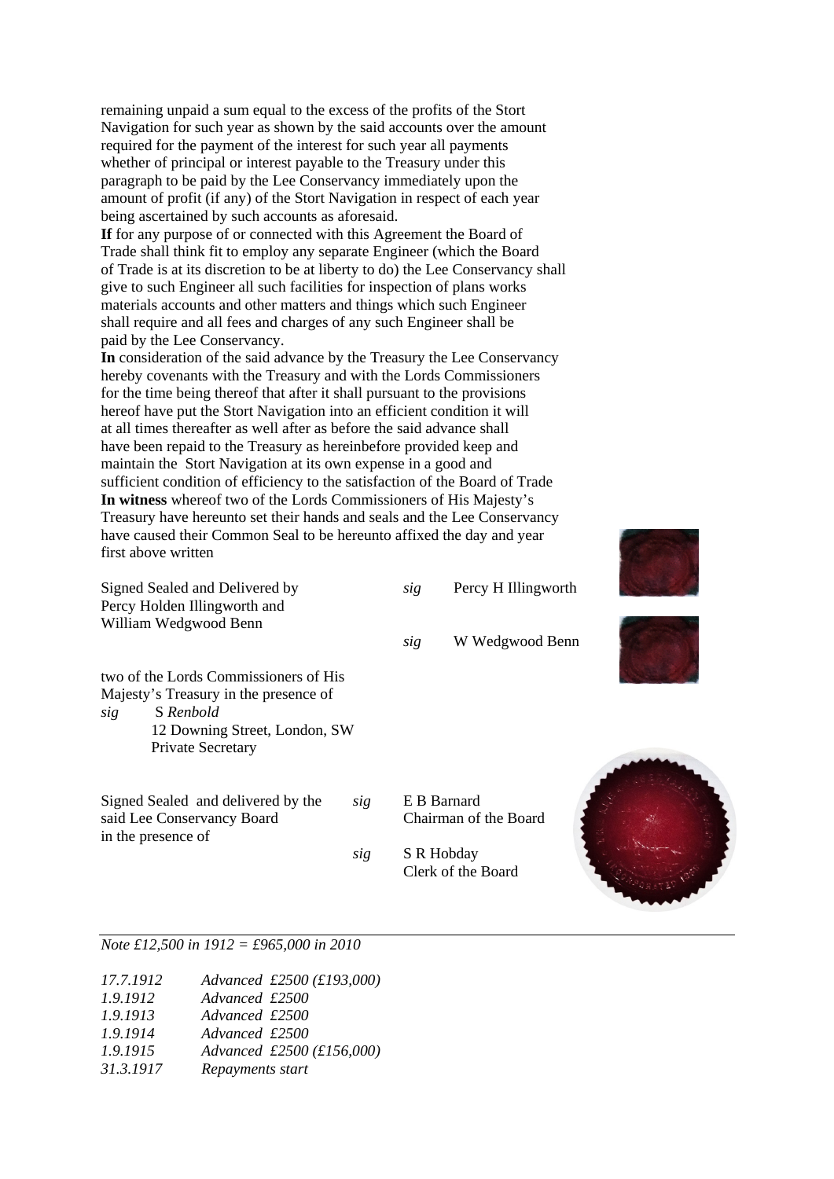remaining unpaid a sum equal to the excess of the profits of the Stort Navigation for such year as shown by the said accounts over the amount required for the payment of the interest for such year all payments whether of principal or interest payable to the Treasury under this paragraph to be paid by the Lee Conservancy immediately upon the amount of profit (if any) of the Stort Navigation in respect of each year being ascertained by such accounts as aforesaid.

**If** for any purpose of or connected with this Agreement the Board of Trade shall think fit to employ any separate Engineer (which the Board of Trade is at its discretion to be at liberty to do) the Lee Conservancy shall give to such Engineer all such facilities for inspection of plans works materials accounts and other matters and things which such Engineer shall require and all fees and charges of any such Engineer shall be paid by the Lee Conservancy.

**In** consideration of the said advance by the Treasury the Lee Conservancy hereby covenants with the Treasury and with the Lords Commissioners for the time being thereof that after it shall pursuant to the provisions hereof have put the Stort Navigation into an efficient condition it will at all times thereafter as well after as before the said advance shall have been repaid to the Treasury as hereinbefore provided keep and maintain the Stort Navigation at its own expense in a good and sufficient condition of efficiency to the satisfaction of the Board of Trade

**In witness** whereof two of the Lords Commissioners of His Majesty's Treasury have hereunto set their hands and seals and the Lee Conservancy have caused their Common Seal to be hereunto affixed the day and year first above written

Signed Sealed and Delivered by Percy Holden Illingworth and William Wedgwood Benn

*sig* Percy H Illingworth

*sig* W Wedgwood Benn

two of the Lords Commissioners of His Majesty's Treasury in the presence of
*sig* S *Renbold*
12 Downing Street, London, SW
Private Secretary

Signed Sealed and delivered by the said Lee Conservancy Board in the presence of

*sig* E B Barnard
Chairman of the Board

*sig* S R Hobday
Clerk of the Board

---

*Note £12,500 in 1912 = £965,000 in 2010*

*17.7.1912 Advanced £2500 (£193,000)*
*1.9.1912 Advanced £2500*
*1.9.1913 Advanced £2500*
*1.9.1914 Advanced £2500*
*1.9.1915 Advanced £2500 (£156,000)*
*31.3.1917 Repayments start*